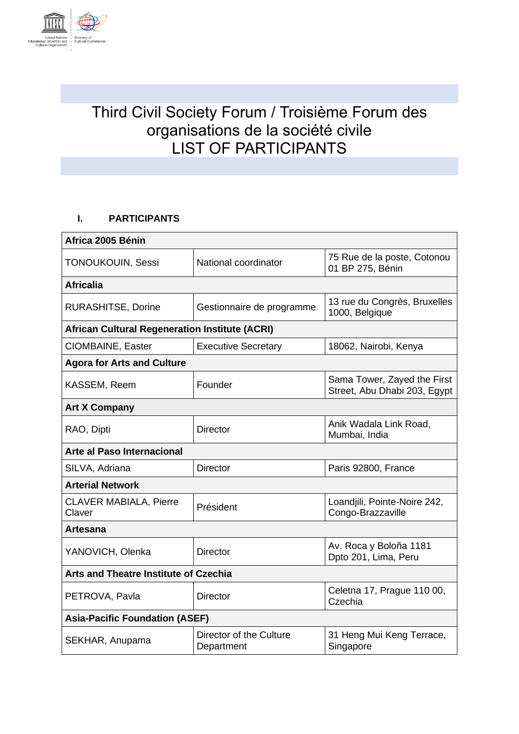# Third Civil Society Forum / Troisième Forum des organisations de la société civile
# LIST OF PARTICIPANTS

## I. PARTICIPANTS

| **Africa 2005 Bénin** | | |
|---|---|---|
| TONOUKOUIN, Sessi | National coordinator | 75 Rue de la poste, Cotonou 01 BP 275, Bénin |
| **Africalia** | | |
| RURASHITSE, Dorine | Gestionnaire de programme | 13 rue du Congrès, Bruxelles 1000, Belgique |
| **African Cultural Regeneration Institute (ACRI)** | | |
| CIOMBAINE, Easter | Executive Secretary | 18062, Nairobi, Kenya |
| **Agora for Arts and Culture** | | |
| KASSEM, Reem | Founder | Sama Tower, Zayed the First Street, Abu Dhabi 203, Egypt |
| **Art X Company** | | |
| RAO, Dipti | Director | Anik Wadala Link Road, Mumbai, India |
| **Arte al Paso Internacional** | | |
| SILVA, Adriana | Director | Paris 92800, France |
| **Arterial Network** | | |
| CLAVER MABIALA, Pierre Claver | Président | Loandjili, Pointe-Noire 242, Congo-Brazzaville |
| **Artesana** | | |
| YANOVICH, Olenka | Director | Av. Roca y Boloña 1181 Dpto 201, Lima, Peru |
| **Arts and Theatre Institute of Czechia** | | |
| PETROVA, Pavla | Director | Celetna 17, Prague 110 00, Czechia |
| **Asia-Pacific Foundation (ASEF)** | | |
| SEKHAR, Anupama | Director of the Culture Department | 31 Heng Mui Keng Terrace, Singapore |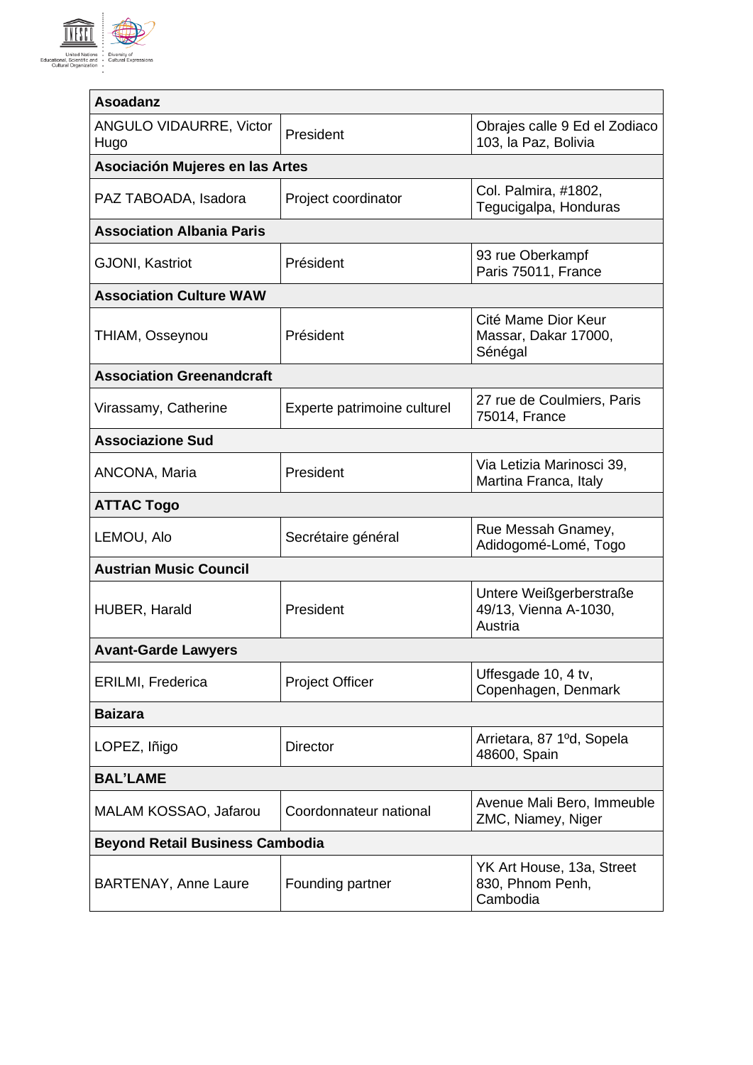| Asoadanz | | |
|---|---|---|
| ANGULO VIDAURRE, Victor Hugo | President | Obrajes calle 9 Ed el Zodiaco 103, la Paz, Bolivia |
| **Asociación Mujeres en las Artes** | | |
| PAZ TABOADA, Isadora | Project coordinator | Col. Palmira, #1802, Tegucigalpa, Honduras |
| **Association Albania Paris** | | |
| GJONI, Kastriot | Président | 93 rue Oberkampf Paris 75011, France |
| **Association Culture WAW** | | |
| THIAM, Osseynou | Président | Cité Mame Dior Keur Massar, Dakar 17000, Sénégal |
| **Association Greenandcraft** | | |
| Virassamy, Catherine | Experte patrimoine culturel | 27 rue de Coulmiers, Paris 75014, France |
| **Associazione Sud** | | |
| ANCONA, Maria | President | Via Letizia Marinosci 39, Martina Franca, Italy |
| **ATTAC Togo** | | |
| LEMOU, Alo | Secrétaire général | Rue Messah Gnamey, Adidogomé-Lomé, Togo |
| **Austrian Music Council** | | |
| HUBER, Harald | President | Untere Weißgerberstraße 49/13, Vienna A-1030, Austria |
| **Avant-Garde Lawyers** | | |
| ERILMI, Frederica | Project Officer | Uffesgade 10, 4 tv, Copenhagen, Denmark |
| **Baizara** | | |
| LOPEZ, Iñigo | Director | Arrietara, 87 1ºd, Sopela 48600, Spain |
| **BAL'LAME** | | |
| MALAM KOSSAO, Jafarou | Coordonnateur national | Avenue Mali Bero, Immeuble ZMC, Niamey, Niger |
| **Beyond Retail Business Cambodia** | | |
| BARTENAY, Anne Laure | Founding partner | YK Art House, 13a, Street 830, Phnom Penh, Cambodia |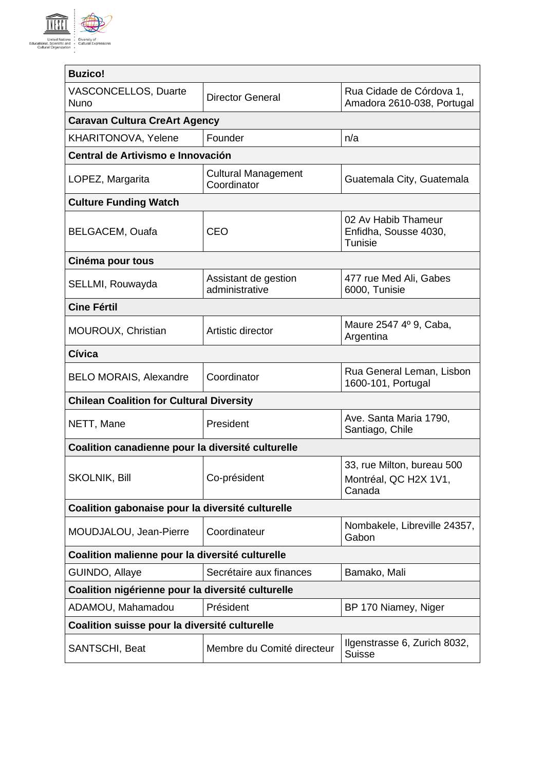| **Buzico!** | | |
|---|---|---|
| VASCONCELLOS, Duarte Nuno | Director General | Rua Cidade de Córdova 1, Amadora 2610-038, Portugal |
| **Caravan Cultura CreArt Agency** | | |
| KHARITONOVA, Yelene | Founder | n/a |
| **Central de Artivismo e Innovación** | | |
| LOPEZ, Margarita | Cultural Management Coordinator | Guatemala City, Guatemala |
| **Culture Funding Watch** | | |
| BELGACEM, Ouafa | CEO | 02 Av Habib Thameur Enfidha, Sousse 4030, Tunisie |
| **Cinéma pour tous** | | |
| SELLMI, Rouwayda | Assistant de gestion administrative | 477 rue Med Ali, Gabes 6000, Tunisie |
| **Cine Fértil** | | |
| MOUROUX, Christian | Artistic director | Maure 2547 4º 9, Caba, Argentina |
| **Cívica** | | |
| BELO MORAIS, Alexandre | Coordinator | Rua General Leman, Lisbon 1600-101, Portugal |
| **Chilean Coalition for Cultural Diversity** | | |
| NETT, Mane | President | Ave. Santa Maria 1790, Santiago, Chile |
| **Coalition canadienne pour la diversité culturelle** | | |
| SKOLNIK, Bill | Co-président | 33, rue Milton, bureau 500 Montréal, QC H2X 1V1, Canada |
| **Coalition gabonaise pour la diversité culturelle** | | |
| MOUDJALOU, Jean-Pierre | Coordinateur | Nombakele, Libreville 24357, Gabon |
| **Coalition malienne pour la diversité culturelle** | | |
| GUINDO, Allaye | Secrétaire aux finances | Bamako, Mali |
| **Coalition nigérienne pour la diversité culturelle** | | |
| ADAMOU, Mahamadou | Président | BP 170 Niamey, Niger |
| **Coalition suisse pour la diversité culturelle** | | |
| SANTSCHI, Beat | Membre du Comité directeur | Ilgenstrasse 6, Zurich 8032, Suisse |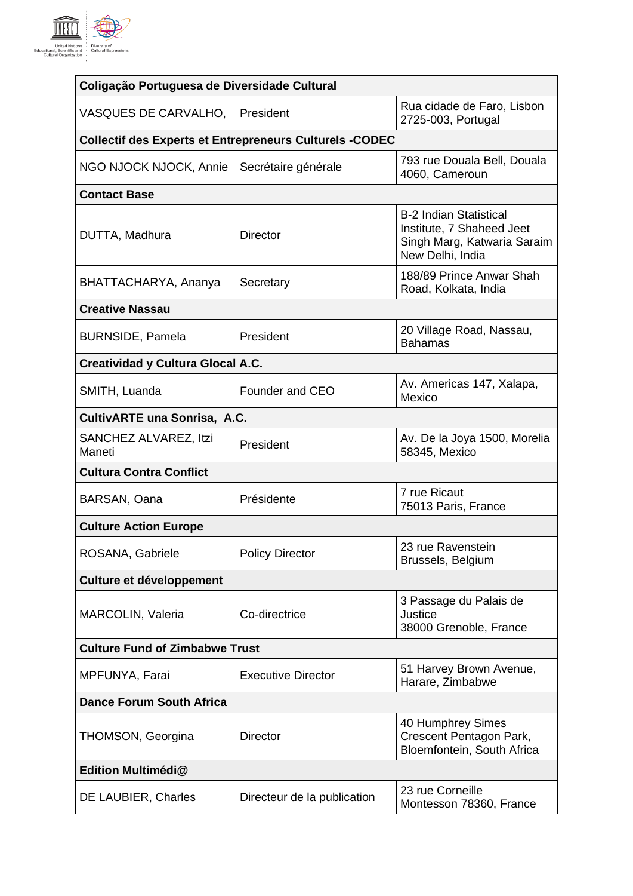| Coligação Portuguesa de Diversidade Cultural | | |
|---|---|---|
| VASQUES DE CARVALHO, | President | Rua cidade de Faro, Lisbon 2725-003, Portugal |
| **Collectif des Experts et Entrepreneurs Culturels -CODEC** | | |
| NGO NJOCK NJOCK, Annie | Secrétaire générale | 793 rue Douala Bell, Douala 4060, Cameroun |
| **Contact Base** | | |
| DUTTA, Madhura | Director | B-2 Indian Statistical Institute, 7 Shaheed Jeet Singh Marg, Katwaria Saraim New Delhi, India |
| BHATTACHARYA, Ananya | Secretary | 188/89 Prince Anwar Shah Road, Kolkata, India |
| **Creative Nassau** | | |
| BURNSIDE, Pamela | President | 20 Village Road, Nassau, Bahamas |
| **Creatividad y Cultura Glocal A.C.** | | |
| SMITH, Luanda | Founder and CEO | Av. Americas 147, Xalapa, Mexico |
| **CultivARTE una Sonrisa, A.C.** | | |
| SANCHEZ ALVAREZ, Itzi Maneti | President | Av. De la Joya 1500, Morelia 58345, Mexico |
| **Cultura Contra Conflict** | | |
| BARSAN, Oana | Présidente | 7 rue Ricaut 75013 Paris, France |
| **Culture Action Europe** | | |
| ROSANA, Gabriele | Policy Director | 23 rue Ravenstein Brussels, Belgium |
| **Culture et développement** | | |
| MARCOLIN, Valeria | Co-directrice | 3 Passage du Palais de Justice 38000 Grenoble, France |
| **Culture Fund of Zimbabwe Trust** | | |
| MPFUNYA, Farai | Executive Director | 51 Harvey Brown Avenue, Harare, Zimbabwe |
| **Dance Forum South Africa** | | |
| THOMSON, Georgina | Director | 40 Humphrey Simes Crescent Pentagon Park, Bloemfontein, South Africa |
| **Edition Multimédi@** | | |
| DE LAUBIER, Charles | Directeur de la publication | 23 rue Corneille Montesson 78360, France |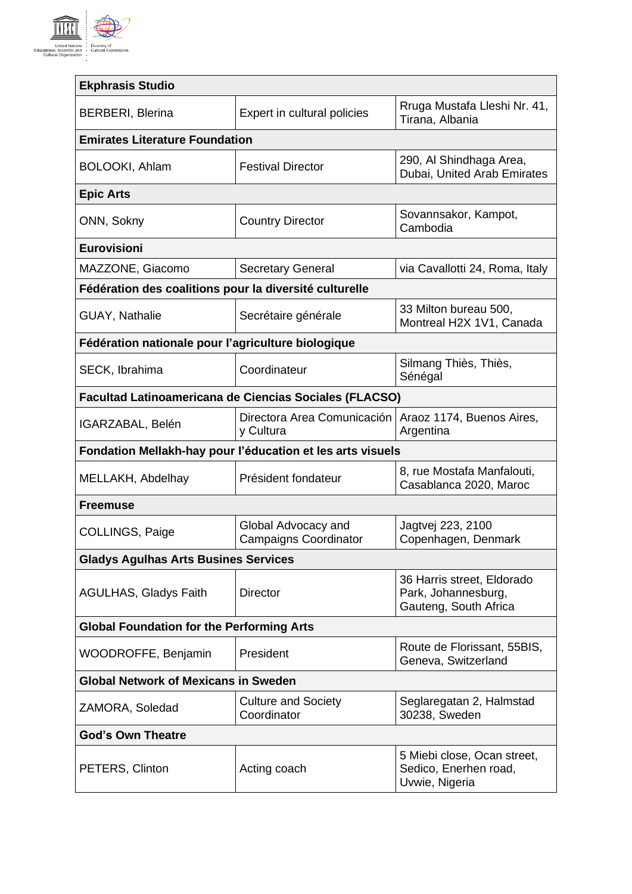| Ekphrasis Studio | | |
|---|---|---|
| BERBERI, Blerina | Expert in cultural policies | Rruga Mustafa Lleshi Nr. 41, Tirana, Albania |
| **Emirates Literature Foundation** | | |
| BOLOOKI, Ahlam | Festival Director | 290, Al Shindhaga Area, Dubai, United Arab Emirates |
| **Epic Arts** | | |
| ONN, Sokny | Country Director | Sovannsakor, Kampot, Cambodia |
| **Eurovisioni** | | |
| MAZZONE, Giacomo | Secretary General | via Cavallotti 24, Roma, Italy |
| **Fédération des coalitions pour la diversité culturelle** | | |
| GUAY, Nathalie | Secrétaire générale | 33 Milton bureau 500, Montreal H2X 1V1, Canada |
| **Fédération nationale pour l'agriculture biologique** | | |
| SECK, Ibrahima | Coordinateur | Silmang Thiès, Thiès, Sénégal |
| **Facultad Latinoamericana de Ciencias Sociales (FLACSO)** | | |
| IGARZABAL, Belén | Directora Area Comunicación y Cultura | Araoz 1174, Buenos Aires, Argentina |
| **Fondation Mellakh-hay pour l'éducation et les arts visuels** | | |
| MELLAKH, Abdelhay | Président fondateur | 8, rue Mostafa Manfalouti, Casablanca 2020, Maroc |
| **Freemuse** | | |
| COLLINGS, Paige | Global Advocacy and Campaigns Coordinator | Jagtvej 223, 2100 Copenhagen, Denmark |
| **Gladys Agulhas Arts Busines Services** | | |
| AGULHAS, Gladys Faith | Director | 36 Harris street, Eldorado Park, Johannesburg, Gauteng, South Africa |
| **Global Foundation for the Performing Arts** | | |
| WOODROFFE, Benjamin | President | Route de Florissant, 55BIS, Geneva, Switzerland |
| **Global Network of Mexicans in Sweden** | | |
| ZAMORA, Soledad | Culture and Society Coordinator | Seglaregatan 2, Halmstad 30238, Sweden |
| **God's Own Theatre** | | |
| PETERS, Clinton | Acting coach | 5 Miebi close, Ocan street, Sedico, Enerhen road, Uvwie, Nigeria |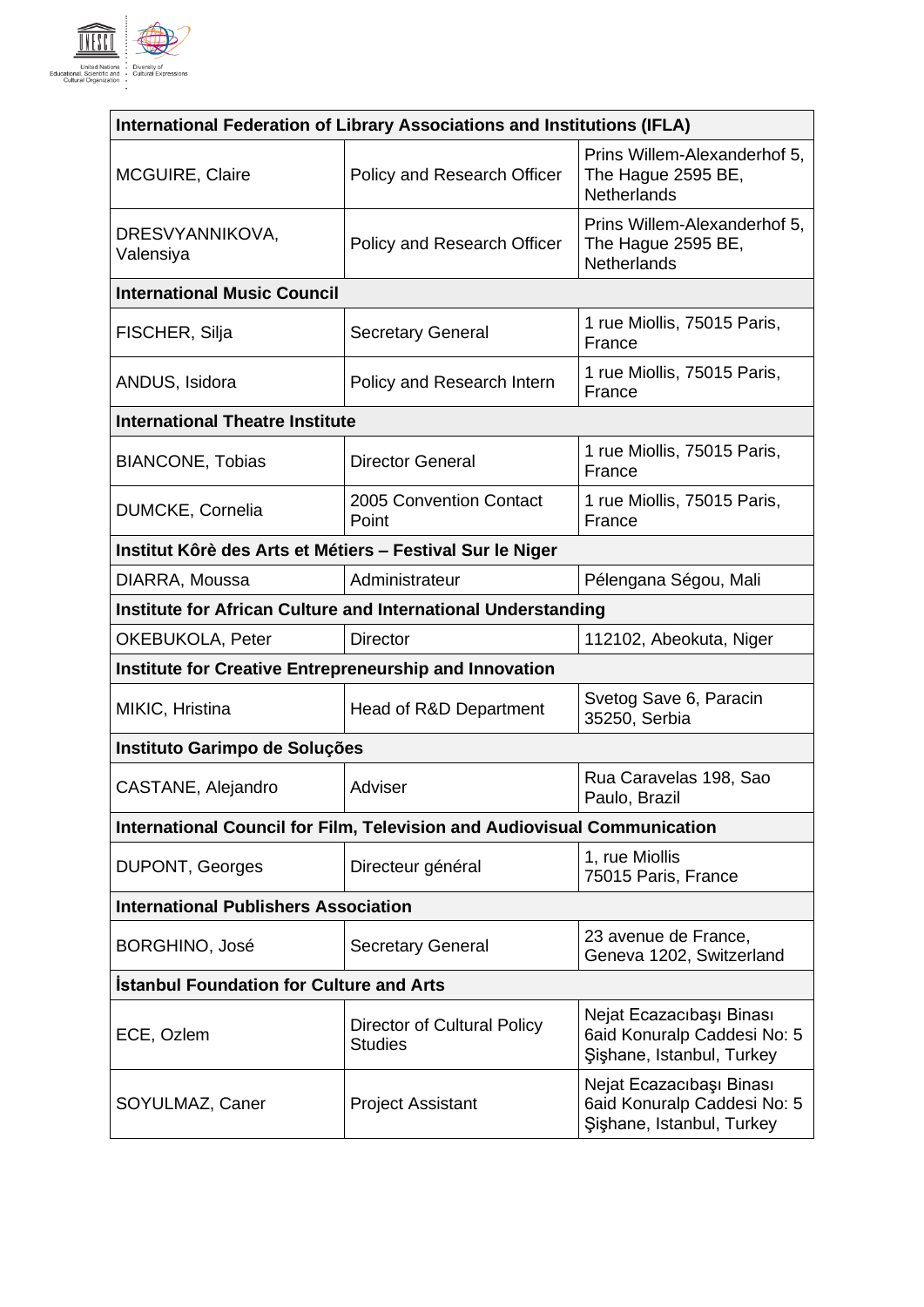| International Federation of Library Associations and Institutions (IFLA) | | |
|---|---|---|
| MCGUIRE, Claire | Policy and Research Officer | Prins Willem-Alexanderhof 5, The Hague 2595 BE, Netherlands |
| DRESVYANNIKOVA, Valensiya | Policy and Research Officer | Prins Willem-Alexanderhof 5, The Hague 2595 BE, Netherlands |
| **International Music Council** | | |
| FISCHER, Silja | Secretary General | 1 rue Miollis, 75015 Paris, France |
| ANDUS, Isidora | Policy and Research Intern | 1 rue Miollis, 75015 Paris, France |
| **International Theatre Institute** | | |
| BIANCONE, Tobias | Director General | 1 rue Miollis, 75015 Paris, France |
| DUMCKE, Cornelia | 2005 Convention Contact Point | 1 rue Miollis, 75015 Paris, France |
| **Institut Kôrè des Arts et Métiers – Festival Sur le Niger** | | |
| DIARRA, Moussa | Administrateur | Pélengana Ségou, Mali |
| **Institute for African Culture and International Understanding** | | |
| OKEBUKOLA, Peter | Director | 112102, Abeokuta, Niger |
| **Institute for Creative Entrepreneurship and Innovation** | | |
| MIKIC, Hristina | Head of R&D Department | Svetog Save 6, Paracin 35250, Serbia |
| **Instituto Garimpo de Soluções** | | |
| CASTANE, Alejandro | Adviser | Rua Caravelas 198, Sao Paulo, Brazil |
| **International Council for Film, Television and Audiovisual Communication** | | |
| DUPONT, Georges | Directeur général | 1, rue Miollis 75015 Paris, France |
| **International Publishers Association** | | |
| BORGHINO, José | Secretary General | 23 avenue de France, Geneva 1202, Switzerland |
| **İstanbul Foundation for Culture and Arts** | | |
| ECE, Ozlem | Director of Cultural Policy Studies | Nejat Ecazacıbaşı Binası 6aid Konuralp Caddesi No: 5 Şişhane, Istanbul, Turkey |
| SOYULMAZ, Caner | Project Assistant | Nejat Ecazacıbaşı Binası 6aid Konuralp Caddesi No: 5 Şişhane, Istanbul, Turkey |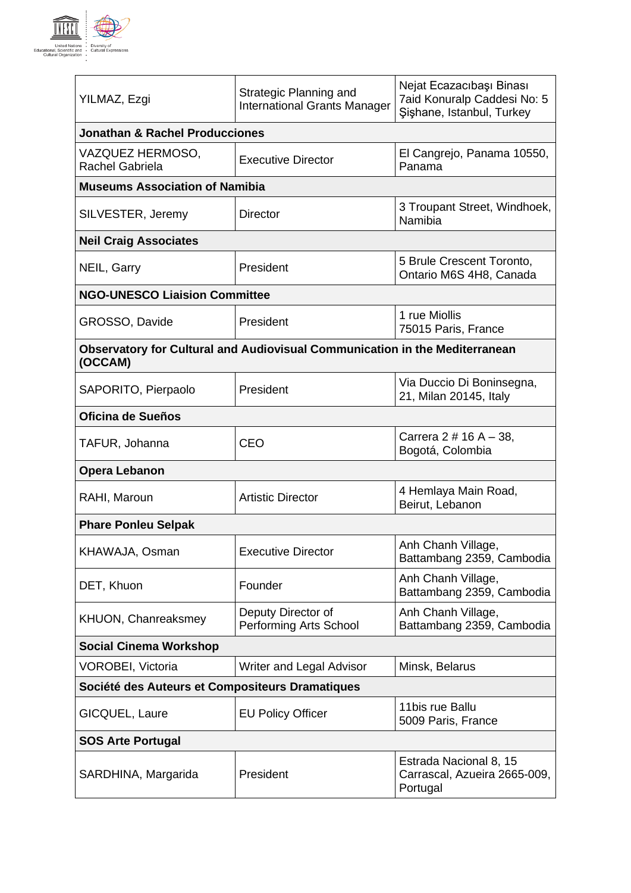| | | |
|---|---|---|
| YILMAZ, Ezgi | Strategic Planning and International Grants Manager | Nejat Ecazacıbaşı Binası 7aid Konuralp Caddesi No: 5 Şişhane, Istanbul, Turkey |
| **Jonathan & Rachel Producciones** | | |
| VAZQUEZ HERMOSO, Rachel Gabriela | Executive Director | El Cangrejo, Panama 10550, Panama |
| **Museums Association of Namibia** | | |
| SILVESTER, Jeremy | Director | 3 Troupant Street, Windhoek, Namibia |
| **Neil Craig Associates** | | |
| NEIL, Garry | President | 5 Brule Crescent Toronto, Ontario M6S 4H8, Canada |
| **NGO-UNESCO Liaision Committee** | | |
| GROSSO, Davide | President | 1 rue Miollis 75015 Paris, France |
| **Observatory for Cultural and Audiovisual Communication in the Mediterranean (OCCAM)** | | |
| SAPORITO, Pierpaolo | President | Via Duccio Di Boninsegna, 21, Milan 20145, Italy |
| **Oficina de Sueños** | | |
| TAFUR, Johanna | CEO | Carrera 2 # 16 A – 38, Bogotá, Colombia |
| **Opera Lebanon** | | |
| RAHI, Maroun | Artistic Director | 4 Hemlaya Main Road, Beirut, Lebanon |
| **Phare Ponleu Selpak** | | |
| KHAWAJA, Osman | Executive Director | Anh Chanh Village, Battambang 2359, Cambodia |
| DET, Khuon | Founder | Anh Chanh Village, Battambang 2359, Cambodia |
| KHUON, Chanreaksmey | Deputy Director of Performing Arts School | Anh Chanh Village, Battambang 2359, Cambodia |
| **Social Cinema Workshop** | | |
| VOROBEI, Victoria | Writer and Legal Advisor | Minsk, Belarus |
| **Société des Auteurs et Compositeurs Dramatiques** | | |
| GICQUEL, Laure | EU Policy Officer | 11bis rue Ballu 5009 Paris, France |
| **SOS Arte Portugal** | | |
| SARDHINA, Margarida | President | Estrada Nacional 8, 15 Carrascal, Azueira 2665-009, Portugal |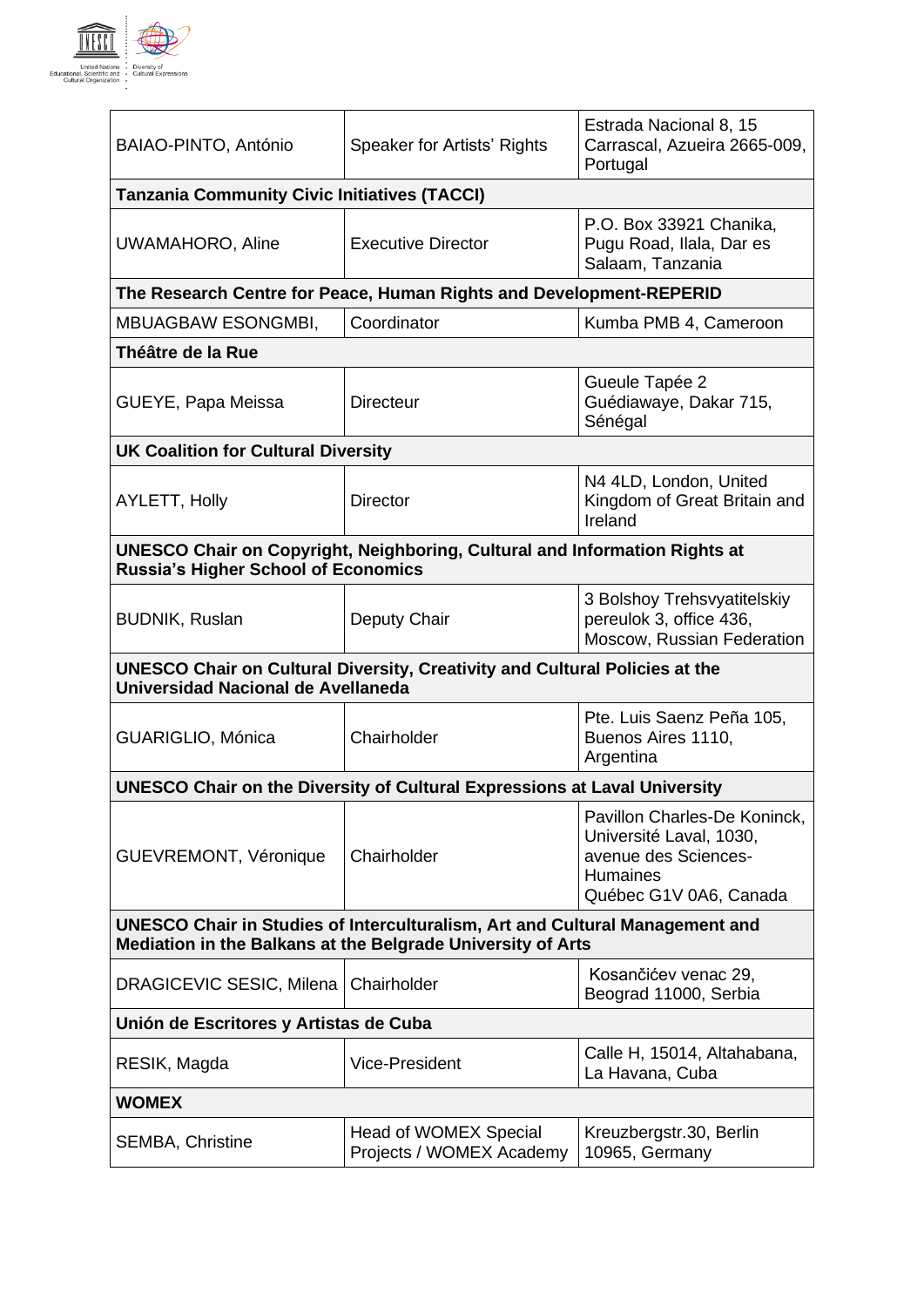| | | |
|---|---|---|
| BAIAO-PINTO, António | Speaker for Artists' Rights | Estrada Nacional 8, 15 Carrascal, Azueira 2665-009, Portugal |
| **Tanzania Community Civic Initiatives (TACCI)** | | |
| UWAMAHORO, Aline | Executive Director | P.O. Box 33921 Chanika, Pugu Road, Ilala, Dar es Salaam, Tanzania |
| **The Research Centre for Peace, Human Rights and Development-REPERID** | | |
| MBUAGBAW ESONGMBI, | Coordinator | Kumba PMB 4, Cameroon |
| **Théâtre de la Rue** | | |
| GUEYE, Papa Meissa | Directeur | Gueule Tapée 2 Guédiawaye, Dakar 715, Sénégal |
| **UK Coalition for Cultural Diversity** | | |
| AYLETT, Holly | Director | N4 4LD, London, United Kingdom of Great Britain and Ireland |
| **UNESCO Chair on Copyright, Neighboring, Cultural and Information Rights at Russia's Higher School of Economics** | | |
| BUDNIK, Ruslan | Deputy Chair | 3 Bolshoy Trehsvyatitelskiy pereulok 3, office 436, Moscow, Russian Federation |
| **UNESCO Chair on Cultural Diversity, Creativity and Cultural Policies at the Universidad Nacional de Avellaneda** | | |
| GUARIGLIO, Mónica | Chairholder | Pte. Luis Saenz Peña 105, Buenos Aires 1110, Argentina |
| **UNESCO Chair on the Diversity of Cultural Expressions at Laval University** | | |
| GUEVREMONT, Véronique | Chairholder | Pavillon Charles-De Koninck, Université Laval, 1030, avenue des Sciences-Humaines Québec G1V 0A6, Canada |
| **UNESCO Chair in Studies of Interculturalism, Art and Cultural Management and Mediation in the Balkans at the Belgrade University of Arts** | | |
| DRAGICEVIC SESIC, Milena | Chairholder | Kosančićev venac 29, Beograd 11000, Serbia |
| **Unión de Escritores y Artistas de Cuba** | | |
| RESIK, Magda | Vice-President | Calle H, 15014, Altahabana, La Havana, Cuba |
| **WOMEX** | | |
| SEMBA, Christine | Head of WOMEX Special Projects / WOMEX Academy | Kreuzbergstr.30, Berlin 10965, Germany |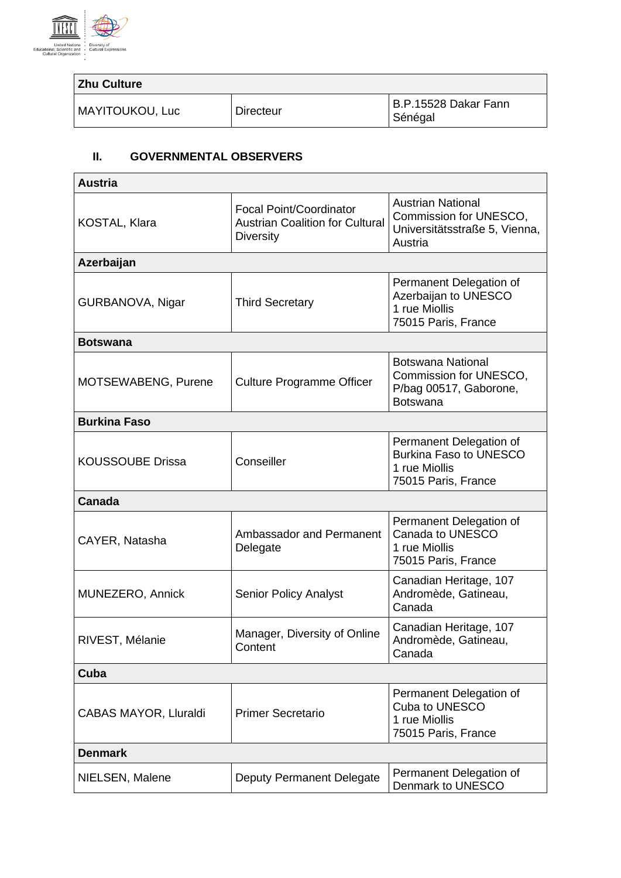| Zhu Culture | | |
|---|---|---|
| MAYITOUKOU, Luc | Directeur | B.P.15528 Dakar Fann Sénégal |

## II. GOVERNMENTAL OBSERVERS

| Austria | | |
|---|---|---|
| KOSTAL, Klara | Focal Point/Coordinator Austrian Coalition for Cultural Diversity | Austrian National Commission for UNESCO, Universitätsstraße 5, Vienna, Austria |
| **Azerbaijan** | | |
| GURBANOVA, Nigar | Third Secretary | Permanent Delegation of Azerbaijan to UNESCO 1 rue Miollis 75015 Paris, France |
| **Botswana** | | |
| MOTSEWABENG, Purene | Culture Programme Officer | Botswana National Commission for UNESCO, P/bag 00517, Gaborone, Botswana |
| **Burkina Faso** | | |
| KOUSSOUBE Drissa | Conseiller | Permanent Delegation of Burkina Faso to UNESCO 1 rue Miollis 75015 Paris, France |
| **Canada** | | |
| CAYER, Natasha | Ambassador and Permanent Delegate | Permanent Delegation of Canada to UNESCO 1 rue Miollis 75015 Paris, France |
| MUNEZERO, Annick | Senior Policy Analyst | Canadian Heritage, 107 Andromède, Gatineau, Canada |
| RIVEST, Mélanie | Manager, Diversity of Online Content | Canadian Heritage, 107 Andromède, Gatineau, Canada |
| **Cuba** | | |
| CABAS MAYOR, Lluraldi | Primer Secretario | Permanent Delegation of Cuba to UNESCO 1 rue Miollis 75015 Paris, France |
| **Denmark** | | |
| NIELSEN, Malene | Deputy Permanent Delegate | Permanent Delegation of Denmark to UNESCO |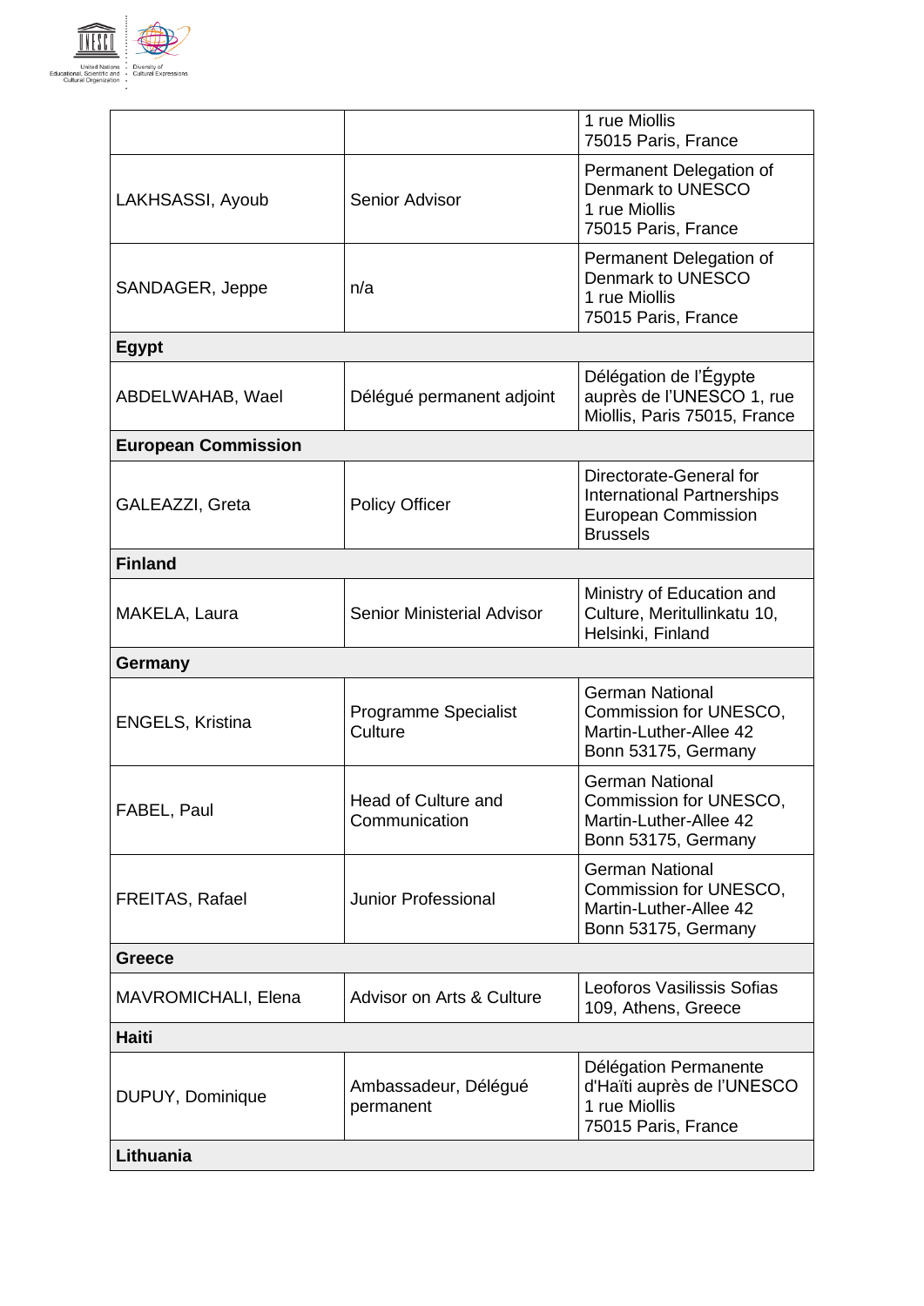| | | |
|---|---|---|
| | | 1 rue Miollis<br>75015 Paris, France |
| LAKHSASSI, Ayoub | Senior Advisor | Permanent Delegation of Denmark to UNESCO<br>1 rue Miollis<br>75015 Paris, France |
| SANDAGER, Jeppe | n/a | Permanent Delegation of Denmark to UNESCO<br>1 rue Miollis<br>75015 Paris, France |
| **Egypt** | | |
| ABDELWAHAB, Wael | Délégué permanent adjoint | Délégation de l'Égypte auprès de l'UNESCO 1, rue Miollis, Paris 75015, France |
| **European Commission** | | |
| GALEAZZI, Greta | Policy Officer | Directorate-General for International Partnerships<br>European Commission<br>Brussels |
| **Finland** | | |
| MAKELA, Laura | Senior Ministerial Advisor | Ministry of Education and Culture, Meritullinkatu 10, Helsinki, Finland |
| **Germany** | | |
| ENGELS, Kristina | Programme Specialist Culture | German National Commission for UNESCO, Martin-Luther-Allee 42<br>Bonn 53175, Germany |
| FABEL, Paul | Head of Culture and Communication | German National Commission for UNESCO, Martin-Luther-Allee 42<br>Bonn 53175, Germany |
| FREITAS, Rafael | Junior Professional | German National Commission for UNESCO, Martin-Luther-Allee 42<br>Bonn 53175, Germany |
| **Greece** | | |
| MAVROMICHALI, Elena | Advisor on Arts & Culture | Leoforos Vasilissis Sofias 109, Athens, Greece |
| **Haiti** | | |
| DUPUY, Dominique | Ambassadeur, Délégué permanent | Délégation Permanente d'Haïti auprès de l'UNESCO<br>1 rue Miollis<br>75015 Paris, France |
| **Lithuania** | | |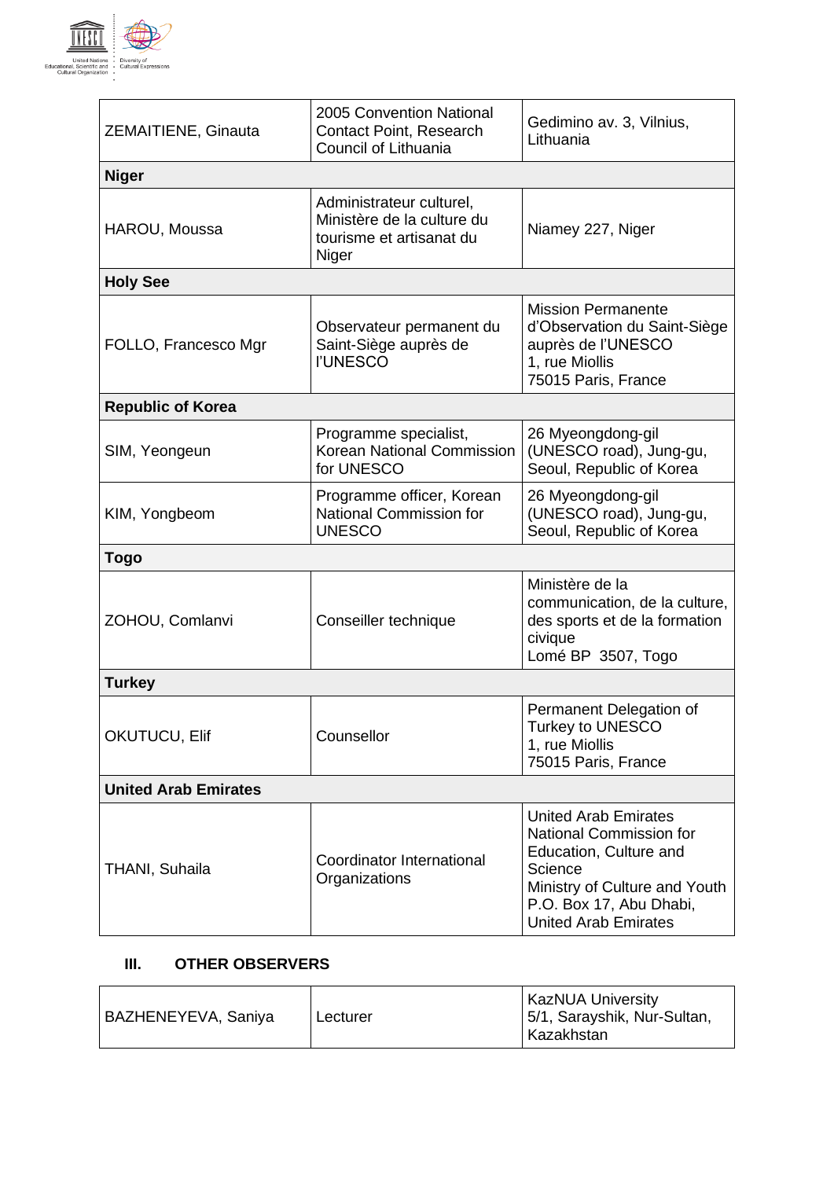| | | |
|---|---|---|
| ZEMAITIENE, Ginauta | 2005 Convention National Contact Point, Research Council of Lithuania | Gedimino av. 3, Vilnius, Lithuania |
| **Niger** | | |
| HAROU, Moussa | Administrateur culturel, Ministère de la culture du tourisme et artisanat du Niger | Niamey 227, Niger |
| **Holy See** | | |
| FOLLO, Francesco Mgr | Observateur permanent du Saint-Siège auprès de l'UNESCO | Mission Permanente d'Observation du Saint-Siège auprès de l'UNESCO<br>1, rue Miollis<br>75015 Paris, France |
| **Republic of Korea** | | |
| SIM, Yeongeun | Programme specialist, Korean National Commission for UNESCO | 26 Myeongdong-gil (UNESCO road), Jung-gu, Seoul, Republic of Korea |
| KIM, Yongbeom | Programme officer, Korean National Commission for UNESCO | 26 Myeongdong-gil (UNESCO road), Jung-gu, Seoul, Republic of Korea |
| **Togo** | | |
| ZOHOU, Comlanvi | Conseiller technique | Ministère de la communication, de la culture, des sports et de la formation civique<br>Lomé BP 3507, Togo |
| **Turkey** | | |
| OKUTUCU, Elif | Counsellor | Permanent Delegation of Turkey to UNESCO<br>1, rue Miollis<br>75015 Paris, France |
| **United Arab Emirates** | | |
| THANI, Suhaila | Coordinator International Organizations | United Arab Emirates National Commission for Education, Culture and Science<br>Ministry of Culture and Youth<br>P.O. Box 17, Abu Dhabi, United Arab Emirates |

## III. OTHER OBSERVERS

| | | |
|---|---|---|
| BAZHENEYEVA, Saniya | Lecturer | KazNUA University<br>5/1, Sarayshik, Nur-Sultan, Kazakhstan |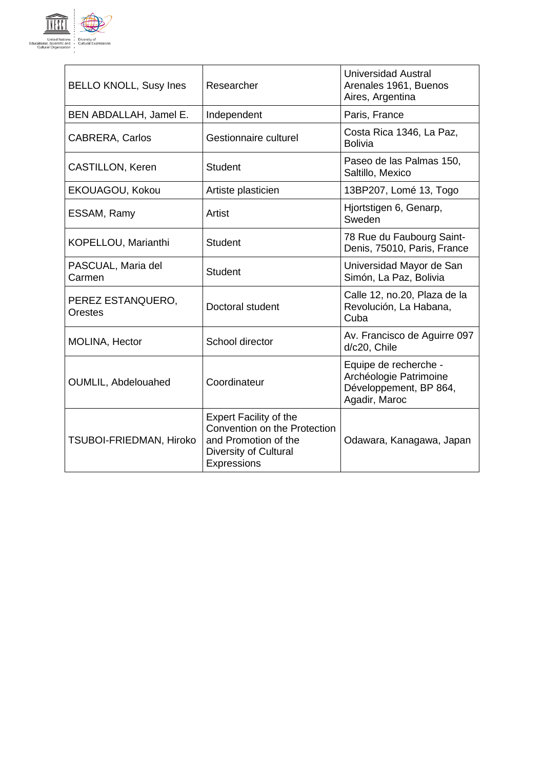| | | |
|---|---|---|
| BELLO KNOLL, Susy Ines | Researcher | Universidad Austral Arenales 1961, Buenos Aires, Argentina |
| BEN ABDALLAH, Jamel E. | Independent | Paris, France |
| CABRERA, Carlos | Gestionnaire culturel | Costa Rica 1346, La Paz, Bolivia |
| CASTILLON, Keren | Student | Paseo de las Palmas 150, Saltillo, Mexico |
| EKOUAGOU, Kokou | Artiste plasticien | 13BP207, Lomé 13, Togo |
| ESSAM, Ramy | Artist | Hjortstigen 6, Genarp, Sweden |
| KOPELLOU, Marianthi | Student | 78 Rue du Faubourg Saint-Denis, 75010, Paris, France |
| PASCUAL, Maria del Carmen | Student | Universidad Mayor de San Simón, La Paz, Bolivia |
| PEREZ ESTANQUERO, Orestes | Doctoral student | Calle 12, no.20, Plaza de la Revolución, La Habana, Cuba |
| MOLINA, Hector | School director | Av. Francisco de Aguirre 097 d/c20, Chile |
| OUMLIL, Abdelouahed | Coordinateur | Equipe de recherche - Archéologie Patrimoine Développement, BP 864, Agadir, Maroc |
| TSUBOI-FRIEDMAN, Hiroko | Expert Facility of the Convention on the Protection and Promotion of the Diversity of Cultural Expressions | Odawara, Kanagawa, Japan |